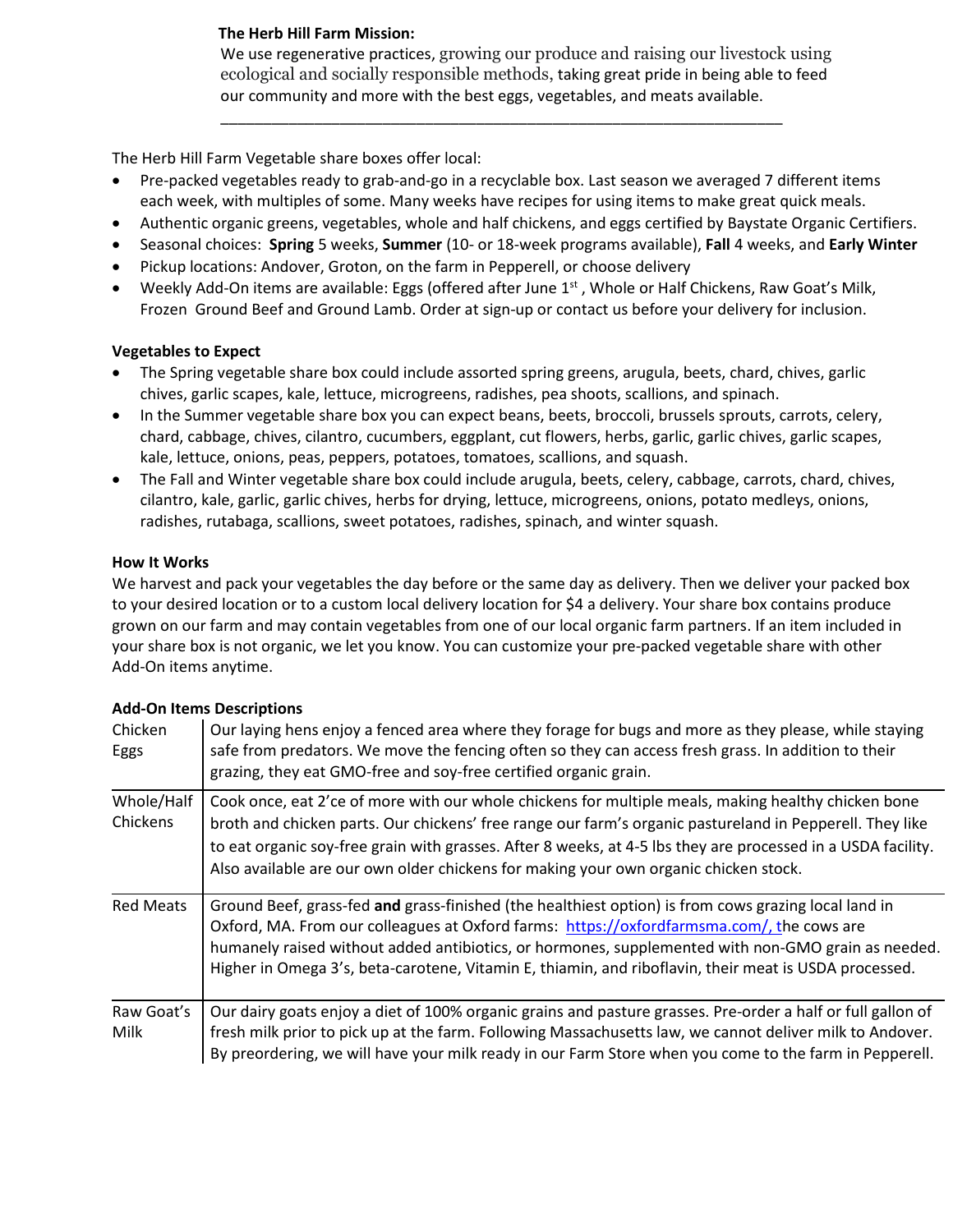**The Herb Hill Farm Mission:**

We use regenerative practices, growing our produce and raising our livestock using ecological and socially responsible methods, taking great pride in being able to feed our community and more with the best eggs, vegetables, and meats available.

---

The Herb Hill Farm Vegetable share boxes offer local:

- Pre-packed vegetables ready to grab-and-go in a recyclable box. Last season we averaged 7 different items each week, with multiples of some. Many weeks have recipes for using items to make great quick meals.
- Authentic organic greens, vegetables, whole and half chickens, and eggs certified by Baystate Organic Certifiers.
- Seasonal choices: **Spring** 5 weeks, **Summer** (10- or 18-week programs available), **Fall** 4 weeks, and **Early Winter**
- Pickup locations: Andover, Groton, on the farm in Pepperell, or choose delivery
- Weekly Add-On items are available: Eggs (offered after June 1st , Whole or Half Chickens, Raw Goat's Milk, Frozen Ground Beef and Ground Lamb. Order at sign-up or contact us before your delivery for inclusion.

**Vegetables to Expect**

- The Spring vegetable share box could include assorted spring greens, arugula, beets, chard, chives, garlic chives, garlic scapes, kale, lettuce, microgreens, radishes, pea shoots, scallions, and spinach.
- In the Summer vegetable share box you can expect beans, beets, broccoli, brussels sprouts, carrots, celery, chard, cabbage, chives, cilantro, cucumbers, eggplant, cut flowers, herbs, garlic, garlic chives, garlic scapes, kale, lettuce, onions, peas, peppers, potatoes, tomatoes, scallions, and squash.
- The Fall and Winter vegetable share box could include arugula, beets, celery, cabbage, carrots, chard, chives, cilantro, kale, garlic, garlic chives, herbs for drying, lettuce, microgreens, onions, potato medleys, onions, radishes, rutabaga, scallions, sweet potatoes, radishes, spinach, and winter squash.

**How It Works**

We harvest and pack your vegetables the day before or the same day as delivery. Then we deliver your packed box to your desired location or to a custom local delivery location for $4 a delivery. Your share box contains produce grown on our farm and may contain vegetables from one of our local organic farm partners. If an item included in your share box is not organic, we let you know. You can customize your pre-packed vegetable share with other Add-On items anytime.

**Add-On Items Descriptions**

| | |
|---|---|
| Chicken Eggs | Our laying hens enjoy a fenced area where they forage for bugs and more as they please, while staying safe from predators. We move the fencing often so they can access fresh grass. In addition to their grazing, they eat GMO-free and soy-free certified organic grain. |
| Whole/Half Chickens | Cook once, eat 2'ce of more with our whole chickens for multiple meals, making healthy chicken bone broth and chicken parts. Our chickens' free range our farm's organic pastureland in Pepperell. They like to eat organic soy-free grain with grasses. After 8 weeks, at 4-5 lbs they are processed in a USDA facility. Also available are our own older chickens for making your own organic chicken stock. |
| Red Meats | Ground Beef, grass-fed **and** grass-finished (the healthiest option) is from cows grazing local land in Oxford, MA. From our colleagues at Oxford farms: https://oxfordfarmsma.com/, the cows are humanely raised without added antibiotics, or hormones, supplemented with non-GMO grain as needed. Higher in Omega 3's, beta-carotene, Vitamin E, thiamin, and riboflavin, their meat is USDA processed. |
| Raw Goat's Milk | Our dairy goats enjoy a diet of 100% organic grains and pasture grasses. Pre-order a half or full gallon of fresh milk prior to pick up at the farm. Following Massachusetts law, we cannot deliver milk to Andover. By preordering, we will have your milk ready in our Farm Store when you come to the farm in Pepperell. |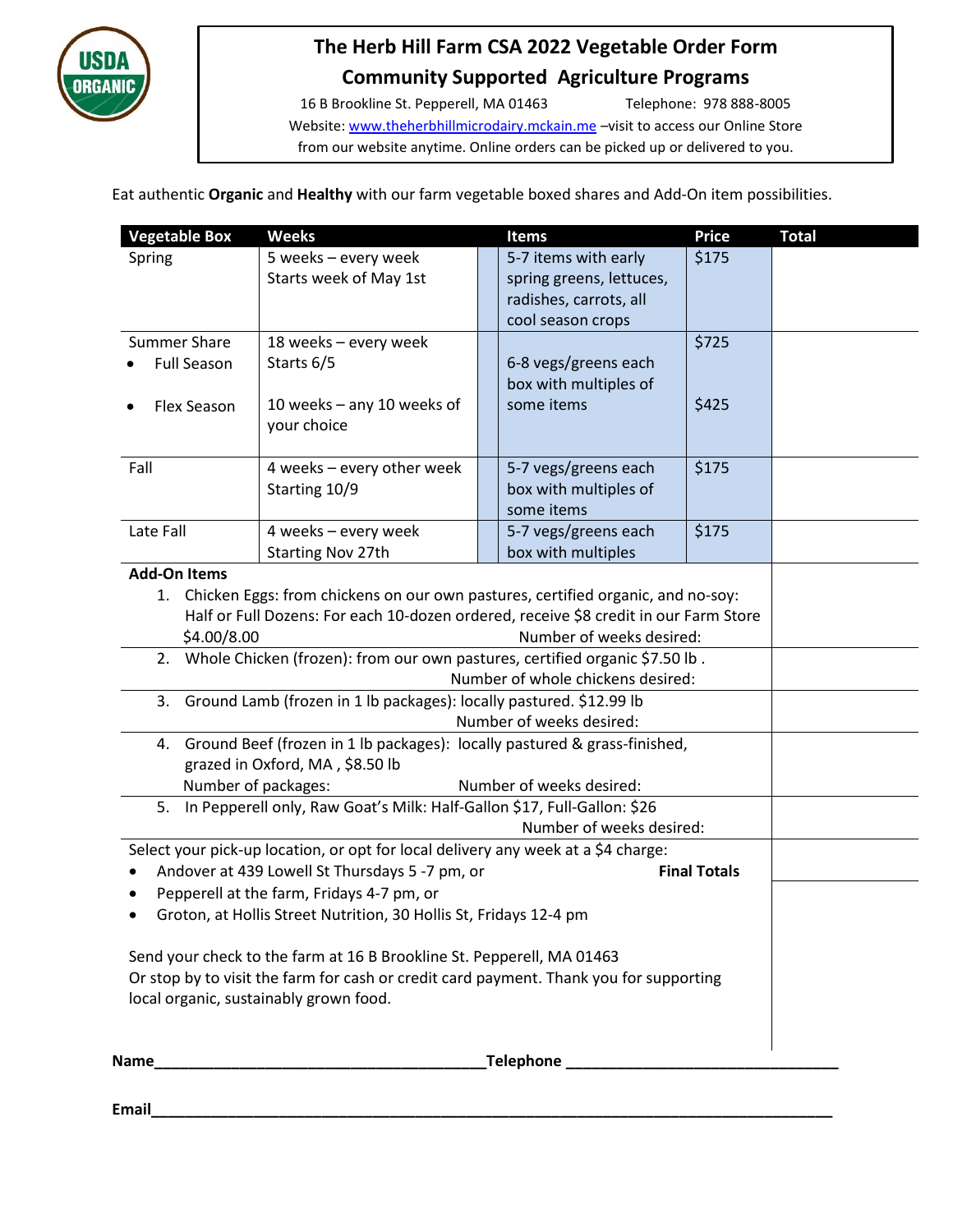# The Herb Hill Farm CSA 2022 Vegetable Order Form

## Community Supported Agriculture Programs

16 B Brookline St. Pepperell, MA 01463 Telephone: 978 888-8005

Website: www.theherbhillmicrodairy.mckain.me –visit to access our Online Store from our website anytime. Online orders can be picked up or delivered to you.

Eat authentic **Organic** and **Healthy** with our farm vegetable boxed shares and Add-On item possibilities.

| Vegetable Box | Weeks | Items | Price | Total |
|---|---|---|---|---|
| Spring | 5 weeks – every week<br>Starts week of May 1st | 5-7 items with early spring greens, lettuces, radishes, carrots, all cool season crops | $175 | |
| Summer Share<br>• Full Season<br>• Flex Season | 18 weeks – every week<br>Starts 6/5<br>10 weeks – any 10 weeks of your choice | 6-8 vegs/greens each box with multiples of some items | $725<br>$425 | |
| Fall | 4 weeks – every other week<br>Starting 10/9 | 5-7 vegs/greens each box with multiples of some items | $175 | |
| Late Fall | 4 weeks – every week<br>Starting Nov 27th | 5-7 vegs/greens each box with multiples | $175 | |

**Add-On Items**

1. Chicken Eggs: from chickens on our own pastures, certified organic, and no-soy: Half or Full Dozens: For each 10-dozen ordered, receive $8 credit in our Farm Store
   $4.00/8.00 Number of weeks desired:
2. Whole Chicken (frozen): from our own pastures, certified organic $7.50 lb .
   Number of whole chickens desired:
3. Ground Lamb (frozen in 1 lb packages): locally pastured. $12.99 lb
   Number of weeks desired:
4. Ground Beef (frozen in 1 lb packages): locally pastured & grass-finished, grazed in Oxford, MA , $8.50 lb
   Number of packages: Number of weeks desired:
5. In Pepperell only, Raw Goat's Milk: Half-Gallon $17, Full-Gallon: $26
   Number of weeks desired:

Select your pick-up location, or opt for local delivery any week at a $4 charge:

- Andover at 439 Lowell St Thursdays 5 -7 pm, or
- Pepperell at the farm, Fridays 4-7 pm, or
- Groton, at Hollis Street Nutrition, 30 Hollis St, Fridays 12-4 pm

**Final Totals**

Send your check to the farm at 16 B Brookline St. Pepperell, MA 01463
Or stop by to visit the farm for cash or credit card payment. Thank you for supporting local organic, sustainably grown food.

**Name**______________________________________**Telephone** ________________________________

**Email**_____________________________________________________________________________